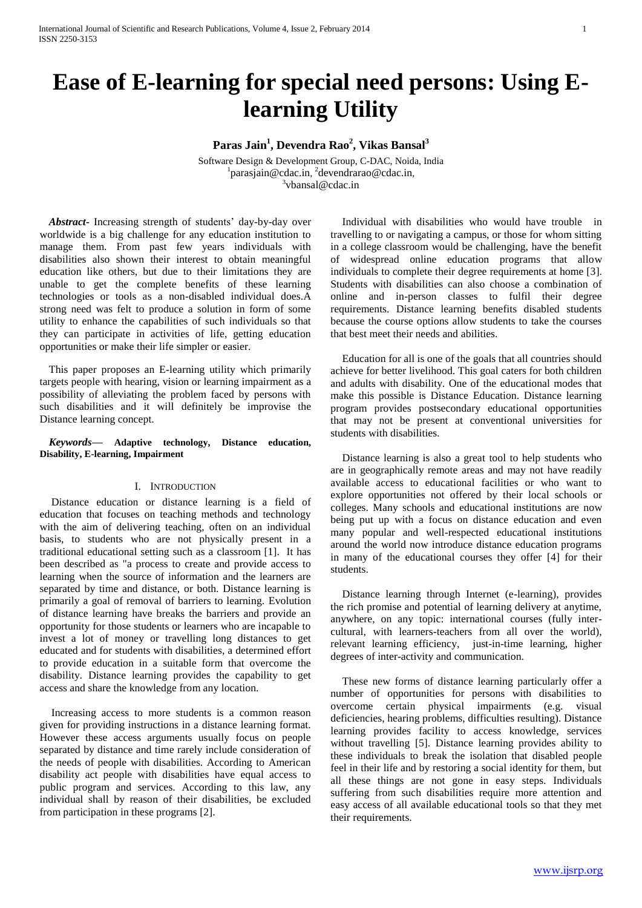# Ease of E-learning for special need persons: Using E-learning Utility

**Paras Jain[1], Devendra Rao[2], Vikas Bansal[3]**

Software Design & Development Group, C-DAC, Noida, India
[1]parasjain@cdac.in, [2]devendrarao@cdac.in,
[3]vbansal@cdac.in

***Abstract***- Increasing strength of students' day-by-day over worldwide is a big challenge for any education institution to manage them. From past few years individuals with disabilities also shown their interest to obtain meaningful education like others, but due to their limitations they are unable to get the complete benefits of these learning technologies or tools as a non-disabled individual does.A strong need was felt to produce a solution in form of some utility to enhance the capabilities of such individuals so that they can participate in activities of life, getting education opportunities or make their life simpler or easier.

This paper proposes an E-learning utility which primarily targets people with hearing, vision or learning impairment as a possibility of alleviating the problem faced by persons with such disabilities and it will definitely be improvise the Distance learning concept.

***Keywords***— **Adaptive technology, Distance education, Disability, E-learning, Impairment**

## I. Introduction

Distance education or distance learning is a field of education that focuses on teaching methods and technology with the aim of delivering teaching, often on an individual basis, to students who are not physically present in a traditional educational setting such as a classroom [1]. It has been described as "a process to create and provide access to learning when the source of information and the learners are separated by time and distance, or both. Distance learning is primarily a goal of removal of barriers to learning. Evolution of distance learning have breaks the barriers and provide an opportunity for those students or learners who are incapable to invest a lot of money or travelling long distances to get educated and for students with disabilities, a determined effort to provide education in a suitable form that overcome the disability. Distance learning provides the capability to get access and share the knowledge from any location.

Increasing access to more students is a common reason given for providing instructions in a distance learning format. However these access arguments usually focus on people separated by distance and time rarely include consideration of the needs of people with disabilities. According to American disability act people with disabilities have equal access to public program and services. According to this law, any individual shall by reason of their disabilities, be excluded from participation in these programs [2].

Individual with disabilities who would have trouble in travelling to or navigating a campus, or those for whom sitting in a college classroom would be challenging, have the benefit of widespread online education programs that allow individuals to complete their degree requirements at home [3]. Students with disabilities can also choose a combination of online and in-person classes to fulfil their degree requirements. Distance learning benefits disabled students because the course options allow students to take the courses that best meet their needs and abilities.

Education for all is one of the goals that all countries should achieve for better livelihood. This goal caters for both children and adults with disability. One of the educational modes that make this possible is Distance Education. Distance learning program provides postsecondary educational opportunities that may not be present at conventional universities for students with disabilities.

Distance learning is also a great tool to help students who are in geographically remote areas and may not have readily available access to educational facilities or who want to explore opportunities not offered by their local schools or colleges. Many schools and educational institutions are now being put up with a focus on distance education and even many popular and well-respected educational institutions around the world now introduce distance education programs in many of the educational courses they offer [4] for their students.

Distance learning through Internet (e-learning), provides the rich promise and potential of learning delivery at anytime, anywhere, on any topic: international courses (fully inter-cultural, with learners-teachers from all over the world), relevant learning efficiency, just-in-time learning, higher degrees of inter-activity and communication.

These new forms of distance learning particularly offer a number of opportunities for persons with disabilities to overcome certain physical impairments (e.g. visual deficiencies, hearing problems, difficulties resulting). Distance learning provides facility to access knowledge, services without travelling [5]. Distance learning provides ability to these individuals to break the isolation that disabled people feel in their life and by restoring a social identity for them, but all these things are not gone in easy steps. Individuals suffering from such disabilities require more attention and easy access of all available educational tools so that they met their requirements.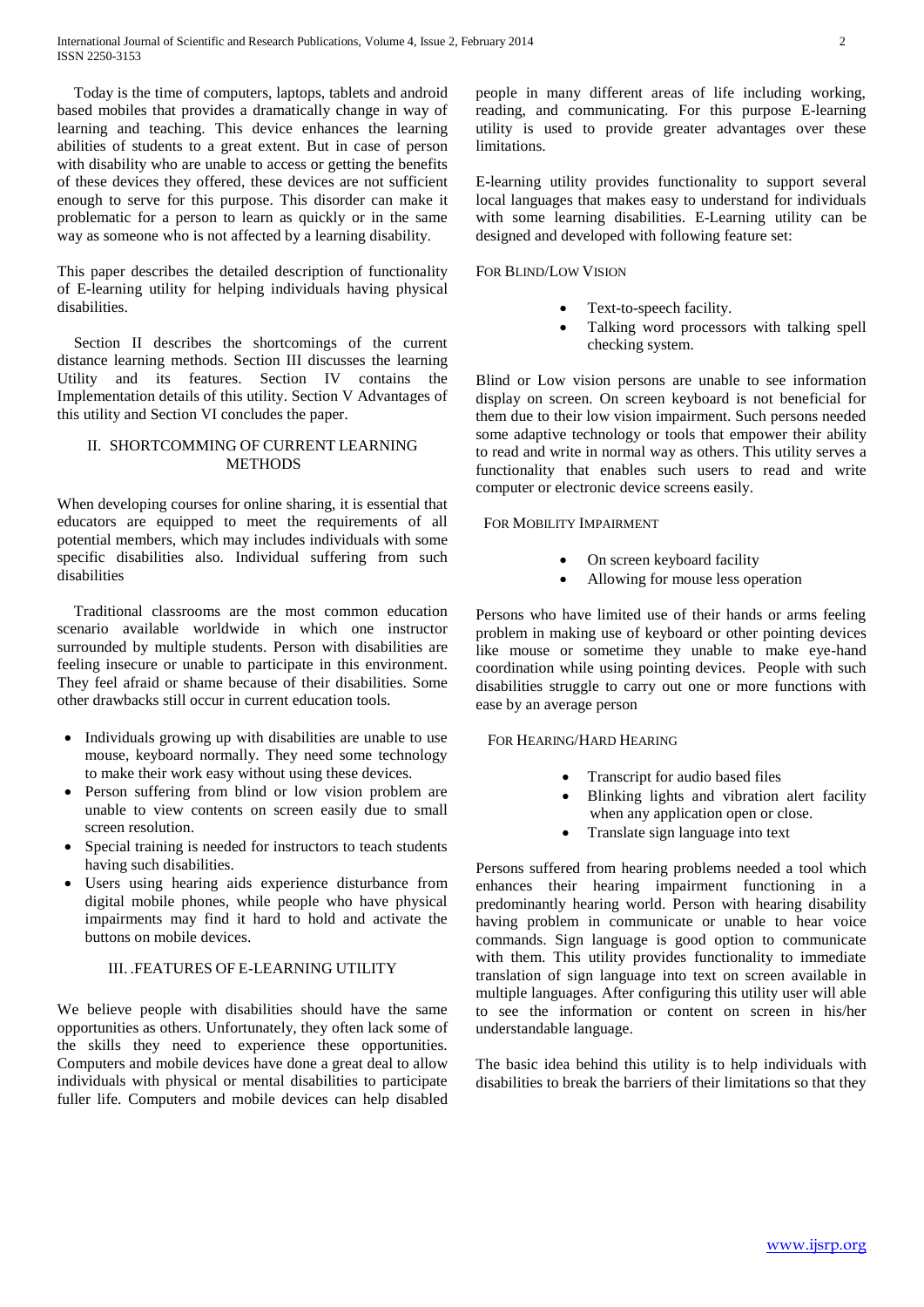Today is the time of computers, laptops, tablets and android based mobiles that provides a dramatically change in way of learning and teaching. This device enhances the learning abilities of students to a great extent. But in case of person with disability who are unable to access or getting the benefits of these devices they offered, these devices are not sufficient enough to serve for this purpose. This disorder can make it problematic for a person to learn as quickly or in the same way as someone who is not affected by a learning disability.

This paper describes the detailed description of functionality of E-learning utility for helping individuals having physical disabilities.

Section II describes the shortcomings of the current distance learning methods. Section III discusses the learning Utility and its features. Section IV contains the Implementation details of this utility. Section V Advantages of this utility and Section VI concludes the paper.

## II. SHORTCOMMING OF CURRENT LEARNING METHODS

When developing courses for online sharing, it is essential that educators are equipped to meet the requirements of all potential members, which may includes individuals with some specific disabilities also. Individual suffering from such disabilities

Traditional classrooms are the most common education scenario available worldwide in which one instructor surrounded by multiple students. Person with disabilities are feeling insecure or unable to participate in this environment. They feel afraid or shame because of their disabilities. Some other drawbacks still occur in current education tools.

- Individuals growing up with disabilities are unable to use mouse, keyboard normally. They need some technology to make their work easy without using these devices.
- Person suffering from blind or low vision problem are unable to view contents on screen easily due to small screen resolution.
- Special training is needed for instructors to teach students having such disabilities.
- Users using hearing aids experience disturbance from digital mobile phones, while people who have physical impairments may find it hard to hold and activate the buttons on mobile devices.

## III. .FEATURES OF E-LEARNING UTILITY

We believe people with disabilities should have the same opportunities as others. Unfortunately, they often lack some of the skills they need to experience these opportunities. Computers and mobile devices have done a great deal to allow individuals with physical or mental disabilities to participate fuller life. Computers and mobile devices can help disabled people in many different areas of life including working, reading, and communicating. For this purpose E-learning utility is used to provide greater advantages over these limitations.

E-learning utility provides functionality to support several local languages that makes easy to understand for individuals with some learning disabilities. E-Learning utility can be designed and developed with following feature set:

### For Blind/Low Vision

- Text-to-speech facility.
- Talking word processors with talking spell checking system.

Blind or Low vision persons are unable to see information display on screen. On screen keyboard is not beneficial for them due to their low vision impairment. Such persons needed some adaptive technology or tools that empower their ability to read and write in normal way as others. This utility serves a functionality that enables such users to read and write computer or electronic device screens easily.

### For Mobility Impairment

- On screen keyboard facility
- Allowing for mouse less operation

Persons who have limited use of their hands or arms feeling problem in making use of keyboard or other pointing devices like mouse or sometime they unable to make eye-hand coordination while using pointing devices. People with such disabilities struggle to carry out one or more functions with ease by an average person

### For Hearing/Hard Hearing

- Transcript for audio based files
- Blinking lights and vibration alert facility when any application open or close.
- Translate sign language into text

Persons suffered from hearing problems needed a tool which enhances their hearing impairment functioning in a predominantly hearing world. Person with hearing disability having problem in communicate or unable to hear voice commands. Sign language is good option to communicate with them. This utility provides functionality to immediate translation of sign language into text on screen available in multiple languages. After configuring this utility user will able to see the information or content on screen in his/her understandable language.

The basic idea behind this utility is to help individuals with disabilities to break the barriers of their limitations so that they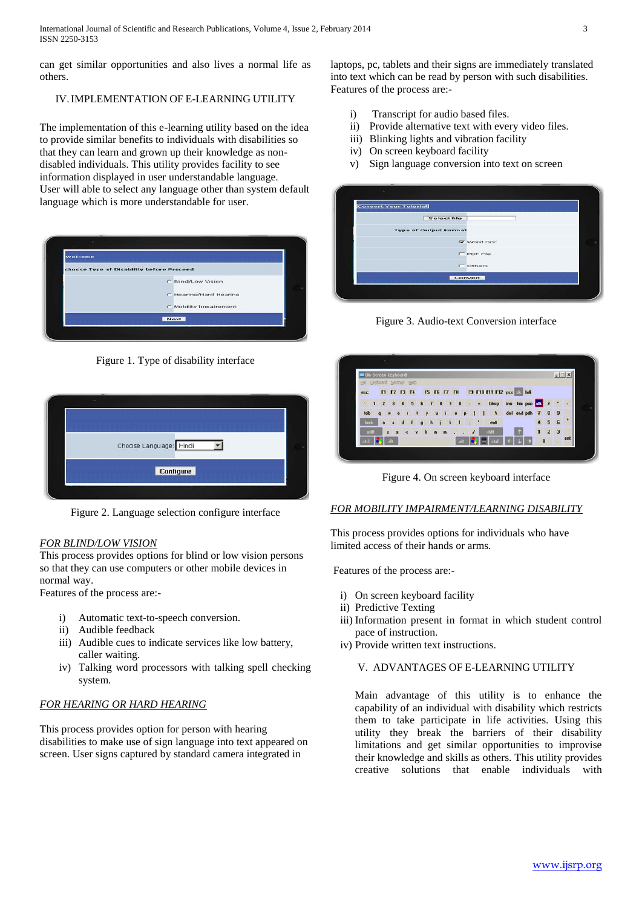can get similar opportunities and also lives a normal life as others.

## IV. IMPLEMENTATION OF E-LEARNING UTILITY

The implementation of this e-learning utility based on the idea to provide similar benefits to individuals with disabilities so that they can learn and grown up their knowledge as non-disabled individuals. This utility provides facility to see information displayed in user understandable language.
User will able to select any language other than system default language which is more understandable for user.

Figure 1. Type of disability interface

Figure 2. Language selection configure interface

*FOR BLIND/LOW VISION*

This process provides options for blind or low vision persons so that they can use computers or other mobile devices in normal way.
Features of the process are:-

i) Automatic text-to-speech conversion.
ii) Audible feedback
iii) Audible cues to indicate services like low battery, caller waiting.
iv) Talking word processors with talking spell checking system.

*FOR HEARING OR HARD HEARING*

This process provides option for person with hearing disabilities to make use of sign language into text appeared on screen. User signs captured by standard camera integrated in laptops, pc, tablets and their signs are immediately translated into text which can be read by person with such disabilities.
Features of the process are:-

i) Transcript for audio based files.
ii) Provide alternative text with every video files.
iii) Blinking lights and vibration facility
iv) On screen keyboard facility
v) Sign language conversion into text on screen

Figure 3. Audio-text Conversion interface

Figure 4. On screen keyboard interface

*FOR MOBILITY IMPAIRMENT/LEARNING DISABILITY*

This process provides options for individuals who have limited access of their hands or arms.

Features of the process are:-

i) On screen keyboard facility
ii) Predictive Texting
iii) Information present in format in which student control pace of instruction.
iv) Provide written text instructions.

## V. ADVANTAGES OF E-LEARNING UTILITY

Main advantage of this utility is to enhance the capability of an individual with disability which restricts them to take participate in life activities. Using this utility they break the barriers of their disability limitations and get similar opportunities to improve their knowledge and skills as others. This utility provides creative solutions that enable individuals with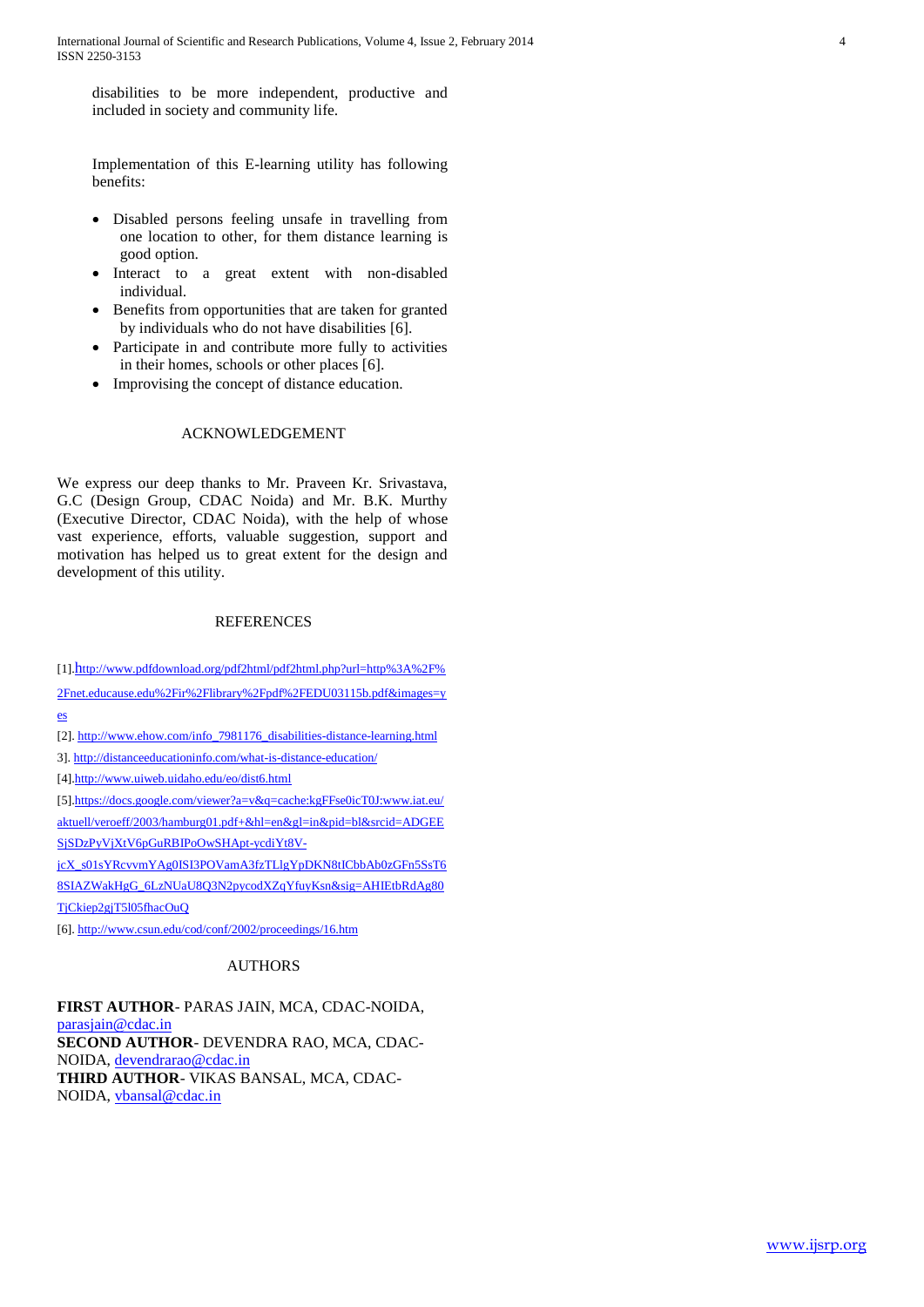disabilities to be more independent, productive and included in society and community life.

Implementation of this E-learning utility has following benefits:

- Disabled persons feeling unsafe in travelling from one location to other, for them distance learning is good option.
- Interact to a great extent with non-disabled individual.
- Benefits from opportunities that are taken for granted by individuals who do not have disabilities [6].
- Participate in and contribute more fully to activities in their homes, schools or other places [6].
- Improvising the concept of distance education.

## ACKNOWLEDGEMENT

We express our deep thanks to Mr. Praveen Kr. Srivastava, G.C (Design Group, CDAC Noida) and Mr. B.K. Murthy (Executive Director, CDAC Noida), with the help of whose vast experience, efforts, valuable suggestion, support and motivation has helped us to great extent for the design and development of this utility.

## REFERENCES

[1].http://www.pdfdownload.org/pdf2html/pdf2html.php?url=http%3A%2F%2Fnet.educause.edu%2Fir%2Flibrary%2Fpdf%2FEDU03115b.pdf&images=yes

[2]. http://www.ehow.com/info_7981176_disabilities-distance-learning.html

3]. http://distanceeducationinfo.com/what-is-distance-education/

[4].http://www.uiweb.uidaho.edu/eo/dist6.html

[5].https://docs.google.com/viewer?a=v&q=cache:kgFFse0icT0J:www.iat.eu/aktuell/veroeff/2003/hamburg01.pdf+&hl=en&gl=in&pid=bl&srcid=ADGEESjSDzPyVjXtV6pGuRBIPoOwSHApt-ycdiYt8V-jcX_s01sYRcvvmYAg0ISI3POVamA3fzTLlgYpDKN8tICbbAb0zGFn5SsT68SIAZWakHgG_6LzNUaU8Q3N2pycodXZqYfuyKsn&sig=AHIEtbRdAg80TjCkiep2gjT5l05fhacOuQ

[6]. http://www.csun.edu/cod/conf/2002/proceedings/16.htm

## AUTHORS

**FIRST AUTHOR**- PARAS JAIN, MCA, CDAC-NOIDA, parasjain@cdac.in
**SECOND AUTHOR**- DEVENDRA RAO, MCA, CDAC-NOIDA, devendrarao@cdac.in
**THIRD AUTHOR**- VIKAS BANSAL, MCA, CDAC-NOIDA, vbansal@cdac.in